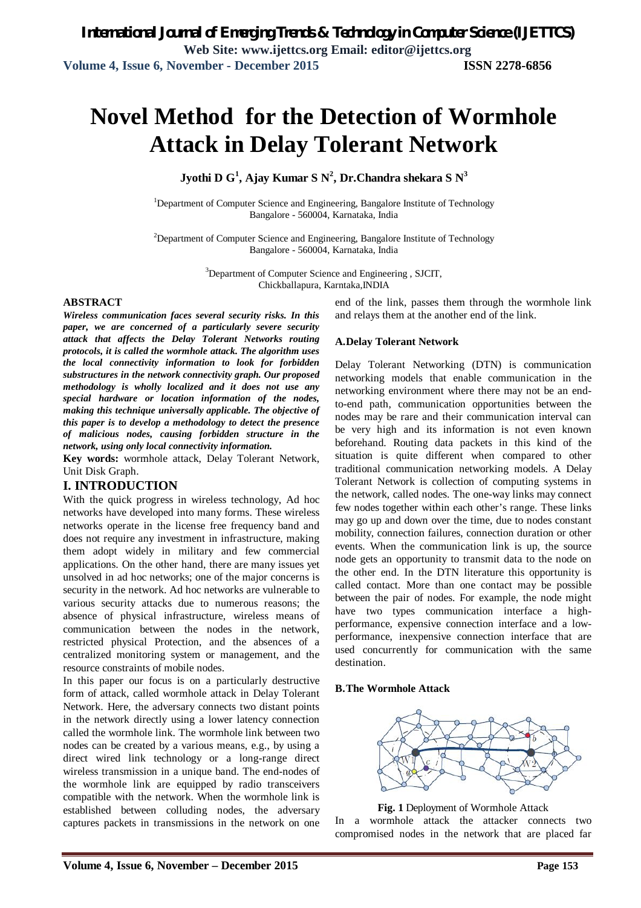# Novel Method for the Detection of Wormhole Attack in Delay Tolerant Network

**Jyothi D G[1], Ajay Kumar S N[2], Dr.Chandra shekara S N[3]**

[1]Department of Computer Science and Engineering, Bangalore Institute of Technology
Bangalore - 560004, Karnataka, India

[2]Department of Computer Science and Engineering, Bangalore Institute of Technology
Bangalore - 560004, Karnataka, India

[3]Department of Computer Science and Engineering , SJCIT,
Chickballapura, Karntaka,INDIA

## ABSTRACT

***Wireless communication faces several security risks. In this paper, we are concerned of a particularly severe security attack that affects the Delay Tolerant Networks routing protocols, it is called the wormhole attack. The algorithm uses the local connectivity information to look for forbidden substructures in the network connectivity graph. Our proposed methodology is wholly localized and it does not use any special hardware or location information of the nodes, making this technique universally applicable. The objective of this paper is to develop a methodology to detect the presence of malicious nodes, causing forbidden structure in the network, using only local connectivity information.***

**Key words:** wormhole attack, Delay Tolerant Network, Unit Disk Graph.

## I. INTRODUCTION

With the quick progress in wireless technology, Ad hoc networks have developed into many forms. These wireless networks operate in the license free frequency band and does not require any investment in infrastructure, making them adopt widely in military and few commercial applications. On the other hand, there are many issues yet unsolved in ad hoc networks; one of the major concerns is security in the network. Ad hoc networks are vulnerable to various security attacks due to numerous reasons; the absence of physical infrastructure, wireless means of communication between the nodes in the network, restricted physical Protection, and the absences of a centralized monitoring system or management, and the resource constraints of mobile nodes.

In this paper our focus is on a particularly destructive form of attack, called wormhole attack in Delay Tolerant Network. Here, the adversary connects two distant points in the network directly using a lower latency connection called the wormhole link. The wormhole link between two nodes can be created by a various means, e.g., by using a direct wired link technology or a long-range direct wireless transmission in a unique band. The end-nodes of the wormhole link are equipped by radio transceivers compatible with the network. When the wormhole link is established between colluding nodes, the adversary captures packets in transmissions in the network on one end of the link, passes them through the wormhole link and relays them at the another end of the link.

### A.Delay Tolerant Network

Delay Tolerant Networking (DTN) is communication networking models that enable communication in the networking environment where there may not be an end-to-end path, communication opportunities between the nodes may be rare and their communication interval can be very high and its information is not even known beforehand. Routing data packets in this kind of the situation is quite different when compared to other traditional communication networking models. A Delay Tolerant Network is collection of computing systems in the network, called nodes. The one-way links may connect few nodes together within each other's range. These links may go up and down over the time, due to nodes constant mobility, connection failures, connection duration or other events. When the communication link is up, the source node gets an opportunity to transmit data to the node on the other end. In the DTN literature this opportunity is called contact. More than one contact may be possible between the pair of nodes. For example, the node might have two types communication interface a high-performance, expensive connection interface and a low-performance, inexpensive connection interface that are used concurrently for communication with the same destination.

### B.The Wormhole Attack

**Fig. 1** Deployment of Wormhole Attack

In a wormhole attack the attacker connects two compromised nodes in the network that are placed far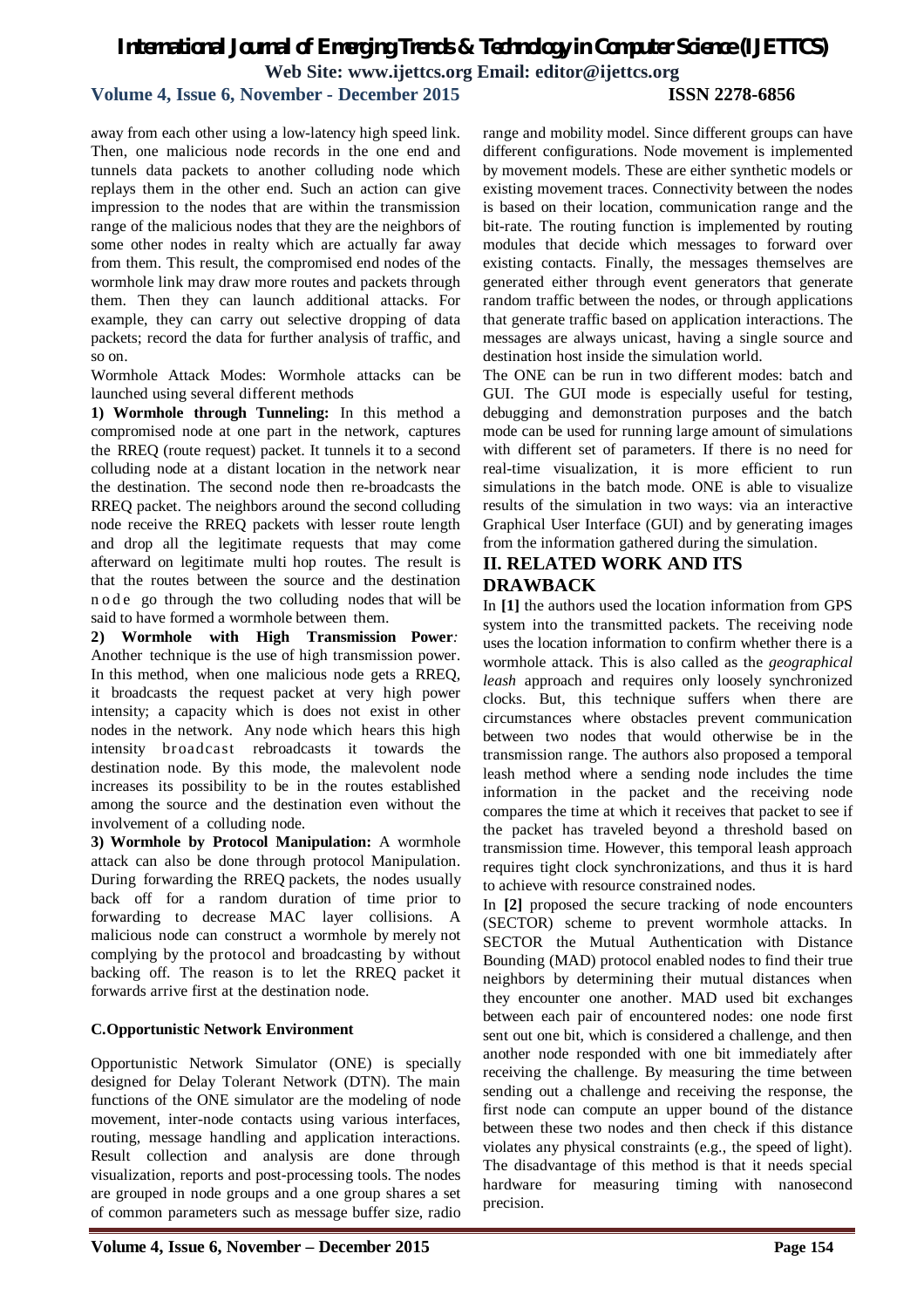away from each other using a low-latency high speed link. Then, one malicious node records in the one end and tunnels data packets to another colluding node which replays them in the other end. Such an action can give impression to the nodes that are within the transmission range of the malicious nodes that they are the neighbors of some other nodes in realty which are actually far away from them. This result, the compromised end nodes of the wormhole link may draw more routes and packets through them. Then they can launch additional attacks. For example, they can carry out selective dropping of data packets; record the data for further analysis of traffic, and so on.

Wormhole Attack Modes: Wormhole attacks can be launched using several different methods

**1) Wormhole through Tunneling:** In this method a compromised node at one part in the network, captures the RREQ (route request) packet. It tunnels it to a second colluding node at a distant location in the network near the destination. The second node then re-broadcasts the RREQ packet. The neighbors around the second colluding node receive the RREQ packets with lesser route length and drop all the legitimate requests that may come afterward on legitimate multi hop routes. The result is that the routes between the source and the destination node go through the two colluding nodes that will be said to have formed a wormhole between them.

**2) Wormhole with High Transmission Power***:* Another technique is the use of high transmission power. In this method, when one malicious node gets a RREQ, it broadcasts the request packet at very high power intensity; a capacity which is does not exist in other nodes in the network. Any node which hears this high intensity broadcast rebroadcasts it towards the destination node. By this mode, the malevolent node increases its possibility to be in the routes established among the source and the destination even without the involvement of a colluding node.

**3) Wormhole by Protocol Manipulation:** A wormhole attack can also be done through protocol Manipulation. During forwarding the RREQ packets, the nodes usually back off for a random duration of time prior to forwarding to decrease MAC layer collisions. A malicious node can construct a wormhole by merely not complying by the protocol and broadcasting by without backing off. The reason is to let the RREQ packet it forwards arrive first at the destination node.

### C.Opportunistic Network Environment

Opportunistic Network Simulator (ONE) is specially designed for Delay Tolerant Network (DTN). The main functions of the ONE simulator are the modeling of node movement, inter-node contacts using various interfaces, routing, message handling and application interactions. Result collection and analysis are done through visualization, reports and post-processing tools. The nodes are grouped in node groups and a one group shares a set of common parameters such as message buffer size, radio range and mobility model. Since different groups can have different configurations. Node movement is implemented by movement models. These are either synthetic models or existing movement traces. Connectivity between the nodes is based on their location, communication range and the bit-rate. The routing function is implemented by routing modules that decide which messages to forward over existing contacts. Finally, the messages themselves are generated either through event generators that generate random traffic between the nodes, or through applications that generate traffic based on application interactions. The messages are always unicast, having a single source and destination host inside the simulation world.

The ONE can be run in two different modes: batch and GUI. The GUI mode is especially useful for testing, debugging and demonstration purposes and the batch mode can be used for running large amount of simulations with different set of parameters. If there is no need for real-time visualization, it is more efficient to run simulations in the batch mode. ONE is able to visualize results of the simulation in two ways: via an interactive Graphical User Interface (GUI) and by generating images from the information gathered during the simulation.

## II. RELATED WORK AND ITS DRAWBACK

In **[1]** the authors used the location information from GPS system into the transmitted packets. The receiving node uses the location information to confirm whether there is a wormhole attack. This is also called as the *geographical leash* approach and requires only loosely synchronized clocks. But, this technique suffers when there are circumstances where obstacles prevent communication between two nodes that would otherwise be in the transmission range. The authors also proposed a temporal leash method where a sending node includes the time information in the packet and the receiving node compares the time at which it receives that packet to see if the packet has traveled beyond a threshold based on transmission time. However, this temporal leash approach requires tight clock synchronizations, and thus it is hard to achieve with resource constrained nodes.

In **[2]** proposed the secure tracking of node encounters (SECTOR) scheme to prevent wormhole attacks. In SECTOR the Mutual Authentication with Distance Bounding (MAD) protocol enabled nodes to find their true neighbors by determining their mutual distances when they encounter one another. MAD used bit exchanges between each pair of encountered nodes: one node first sent out one bit, which is considered a challenge, and then another node responded with one bit immediately after receiving the challenge. By measuring the time between sending out a challenge and receiving the response, the first node can compute an upper bound of the distance between these two nodes and then check if this distance violates any physical constraints (e.g., the speed of light). The disadvantage of this method is that it needs special hardware for measuring timing with nanosecond precision.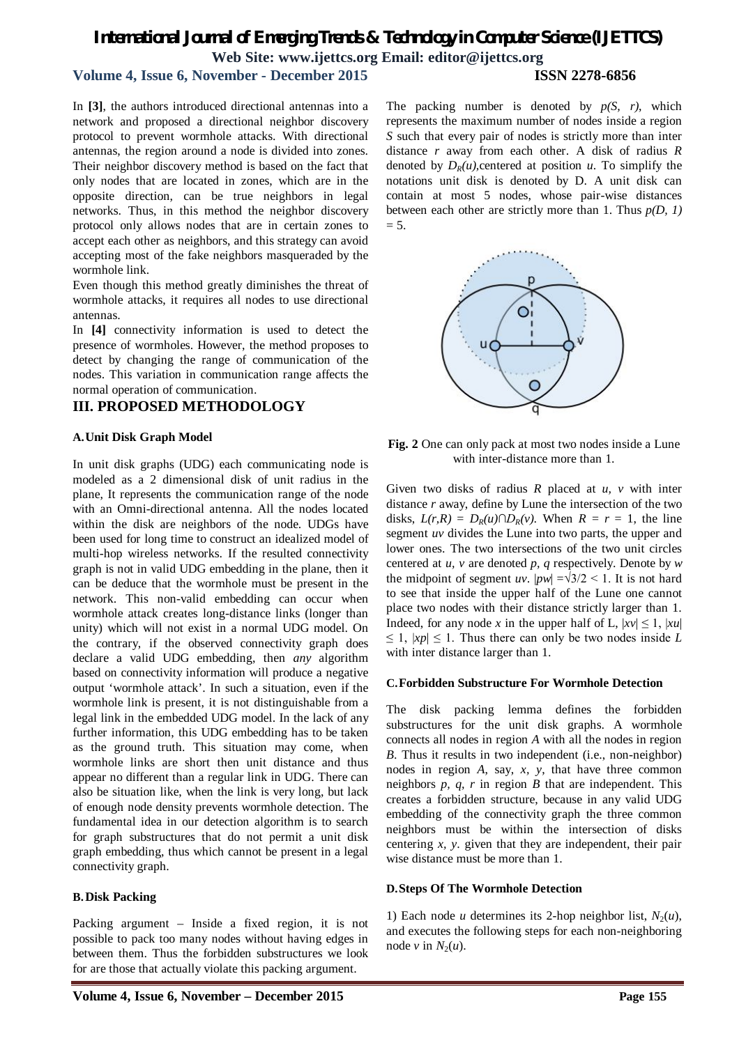In **[3]**, the authors introduced directional antennas into a network and proposed a directional neighbor discovery protocol to prevent wormhole attacks. With directional antennas, the region around a node is divided into zones. Their neighbor discovery method is based on the fact that only nodes that are located in zones, which are in the opposite direction, can be true neighbors in legal networks. Thus, in this method the neighbor discovery protocol only allows nodes that are in certain zones to accept each other as neighbors, and this strategy can avoid accepting most of the fake neighbors masqueraded by the wormhole link.

Even though this method greatly diminishes the threat of wormhole attacks, it requires all nodes to use directional antennas.

In **[4]** connectivity information is used to detect the presence of wormholes. However, the method proposes to detect by changing the range of communication of the nodes. This variation in communication range affects the normal operation of communication.

# III. PROPOSED METHODOLOGY

### A. Unit Disk Graph Model

In unit disk graphs (UDG) each communicating node is modeled as a 2 dimensional disk of unit radius in the plane, It represents the communication range of the node with an Omni-directional antenna. All the nodes located within the disk are neighbors of the node. UDGs have been used for long time to construct an idealized model of multi-hop wireless networks. If the resulted connectivity graph is not in valid UDG embedding in the plane, then it can be deduce that the wormhole must be present in the network. This non-valid embedding can occur when wormhole attack creates long-distance links (longer than unity) which will not exist in a normal UDG model. On the contrary, if the observed connectivity graph does declare a valid UDG embedding, then *any* algorithm based on connectivity information will produce a negative output 'wormhole attack'. In such a situation, even if the wormhole link is present, it is not distinguishable from a legal link in the embedded UDG model. In the lack of any further information, this UDG embedding has to be taken as the ground truth. This situation may come, when wormhole links are short then unit distance and thus appear no different than a regular link in UDG. There can also be situation like, when the link is very long, but lack of enough node density prevents wormhole detection. The fundamental idea in our detection algorithm is to search for graph substructures that do not permit a unit disk graph embedding, thus which cannot be present in a legal connectivity graph.

### B. Disk Packing

Packing argument – Inside a fixed region, it is not possible to pack too many nodes without having edges in between them. Thus the forbidden substructures we look for are those that actually violate this packing argument.

The packing number is denoted by $p(S, r)$, which represents the maximum number of nodes inside a region $S$ such that every pair of nodes is strictly more than inter distance $r$ away from each other. A disk of radius $R$ denoted by $D_R(u)$, centered at position $u$. To simplify the notations unit disk is denoted by D. A unit disk can contain at most 5 nodes, whose pair-wise distances between each other are strictly more than 1. Thus $p(D, 1) = 5$.

**Fig. 2** One can only pack at most two nodes inside a Lune with inter-distance more than 1.

Given two disks of radius $R$ placed at $u$, $v$ with inter distance $r$ away, define by Lune the intersection of the two disks, $L(r,R) = D_R(u) \cap D_R(v)$. When $R = r = 1$, the line segment $uv$ divides the Lune into two parts, the upper and lower ones. The two intersections of the two unit circles centered at $u$, $v$ are denoted $p$, $q$ respectively. Denote by $w$ the midpoint of segment $uv$. $|pw| = \sqrt{3}/2 < 1$. It is not hard to see that inside the upper half of the Lune one cannot place two nodes with their distance strictly larger than 1. Indeed, for any node $x$ in the upper half of L, $|xv| \leq 1$, $|xu| \leq 1$, $|xp| \leq 1$. Thus there can only be two nodes inside $L$ with inter distance larger than 1.

### C. Forbidden Substructure For Wormhole Detection

The disk packing lemma defines the forbidden substructures for the unit disk graphs. A wormhole connects all nodes in region $A$ with all the nodes in region $B$. Thus it results in two independent (i.e., non-neighbor) nodes in region $A$, say, $x$, $y$, that have three common neighbors $p$, $q$, $r$ in region $B$ that are independent. This creates a forbidden structure, because in any valid UDG embedding of the connectivity graph the three common neighbors must be within the intersection of disks centering $x$, $y$. given that they are independent, their pair wise distance must be more than 1.

### D. Steps Of The Wormhole Detection

1) Each node $u$ determines its 2-hop neighbor list, $N_2(u)$, and executes the following steps for each non-neighboring node $v$ in $N_2(u)$.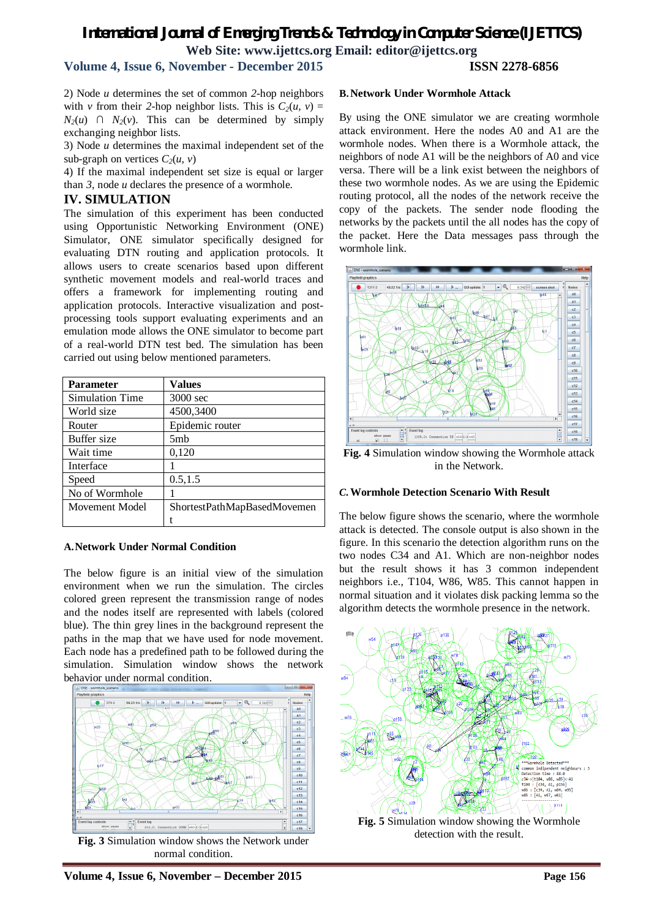2) Node $u$ determines the set of common 2-hop neighbors with $v$ from their 2-hop neighbor lists. This is $C_2(u, v) = N_2(u) \cap N_2(v)$. This can be determined by simply exchanging neighbor lists.

3) Node $u$ determines the maximal independent set of the sub-graph on vertices $C_2(u, v)$

4) If the maximal independent set size is equal or larger than 3, node $u$ declares the presence of a wormhole.

## IV. SIMULATION

The simulation of this experiment has been conducted using Opportunistic Networking Environment (ONE) Simulator, ONE simulator specifically designed for evaluating DTN routing and application protocols. It allows users to create scenarios based upon different synthetic movement models and real-world traces and offers a framework for implementing routing and application protocols. Interactive visualization and post-processing tools support evaluating experiments and an emulation mode allows the ONE simulator to become part of a real-world DTN test bed. The simulation has been carried out using below mentioned parameters.

| Parameter | Values |
|---|---|
| Simulation Time | 3000 sec |
| World size | 4500,3400 |
| Router | Epidemic router |
| Buffer size | 5mb |
| Wait time | 0,120 |
| Interface | 1 |
| Speed | 0.5,1.5 |
| No of Wormhole | 1 |
| Movement Model | ShortestPathMapBasedMovement |

### A. Network Under Normal Condition

The below figure is an initial view of the simulation environment when we run the simulation. The circles colored green represent the transmission range of nodes and the nodes itself are represented with labels (colored blue). The thin grey lines in the background represent the paths in the map that we have used for node movement. Each node has a predefined path to be followed during the simulation. Simulation window shows the network behavior under normal condition.

**Fig. 3** Simulation window shows the Network under normal condition.

### B. Network Under Wormhole Attack

By using the ONE simulator we are creating wormhole attack environment. Here the nodes A0 and A1 are the wormhole nodes. When there is a Wormhole attack, the neighbors of node A1 will be the neighbors of A0 and vice versa. There will be a link exist between the neighbors of these two wormhole nodes. As we are using the Epidemic routing protocol, all the nodes of the network receive the copy of the packets. The sender node flooding the networks by the packets until the all nodes has the copy of the packet. Here the Data messages pass through the wormhole link.

**Fig. 4** Simulation window showing the Wormhole attack in the Network.

### C. Wormhole Detection Scenario With Result

The below figure shows the scenario, where the wormhole attack is detected. The console output is also shown in the figure. In this scenario the detection algorithm runs on the two nodes C34 and A1. Which are non-neighbor nodes but the result shows it has 3 common independent neighbors i.e., T104, W86, W85. This cannot happen in normal situation and it violates disk packing lemma so the algorithm detects the wormhole presence in the network.

**Fig. 5** Simulation window showing the Wormhole detection with the result.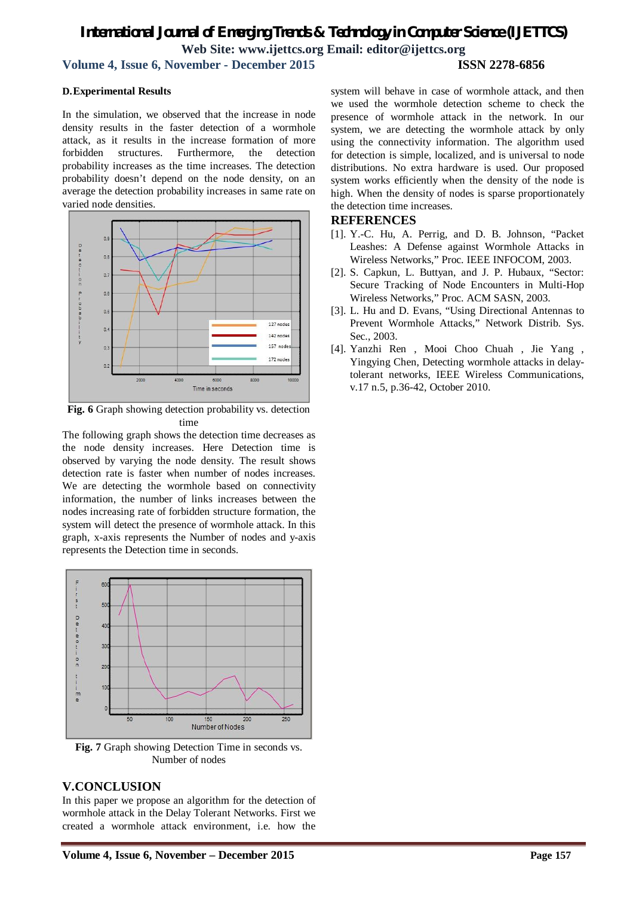### D. Experimental Results

In the simulation, we observed that the increase in node density results in the faster detection of a wormhole attack, as it results in the increase formation of more forbidden structures. Furthermore, the detection probability increases as the time increases. The detection probability doesn't depend on the node density, on an average the detection probability increases in same rate on varied node densities.

Detection Probability

0.9
0.8
0.7
0.6
0.5
0.4
0.3
0.2

2000 4000 6000 8000 10000

Time in seconds

127 nodes
142 nodes
157 nodes
172 nodes

**Fig. 6** Graph showing detection probability vs. detection time

The following graph shows the detection time decreases as the node density increases. Here Detection time is observed by varying the node density. The result shows detection rate is faster when number of nodes increases. We are detecting the wormhole based on connectivity information, the number of links increases between the nodes increasing rate of forbidden structure formation, the system will detect the presence of wormhole attack. In this graph, x-axis represents the Number of nodes and y-axis represents the Detection time in seconds.

First Detection time

600
500
400
300
200
100
0

50 100 150 200 250

Number of Nodes

**Fig. 7** Graph showing Detection Time in seconds vs. Number of nodes

## V. CONCLUSION

In this paper we propose an algorithm for the detection of wormhole attack in the Delay Tolerant Networks. First we created a wormhole attack environment, i.e. how the system will behave in case of wormhole attack, and then we used the wormhole detection scheme to check the presence of wormhole attack in the network. In our system, we are detecting the wormhole attack by only using the connectivity information. The algorithm used for detection is simple, localized, and is universal to node distributions. No extra hardware is used. Our proposed system works efficiently when the density of the node is high. When the density of nodes is sparse proportionately the detection time increases.

## REFERENCES

[1]. Y.-C. Hu, A. Perrig, and D. B. Johnson, "Packet Leashes: A Defense against Wormhole Attacks in Wireless Networks," Proc. IEEE INFOCOM, 2003.

[2]. S. Capkun, L. Buttyan, and J. P. Hubaux, "Sector: Secure Tracking of Node Encounters in Multi-Hop Wireless Networks," Proc. ACM SASN, 2003.

[3]. L. Hu and D. Evans, "Using Directional Antennas to Prevent Wormhole Attacks," Network Distrib. Sys. Sec., 2003.

[4]. Yanzhi Ren , Mooi Choo Chuah , Jie Yang , Yingying Chen, Detecting wormhole attacks in delay-tolerant networks, IEEE Wireless Communications, v.17 n.5, p.36-42, October 2010.